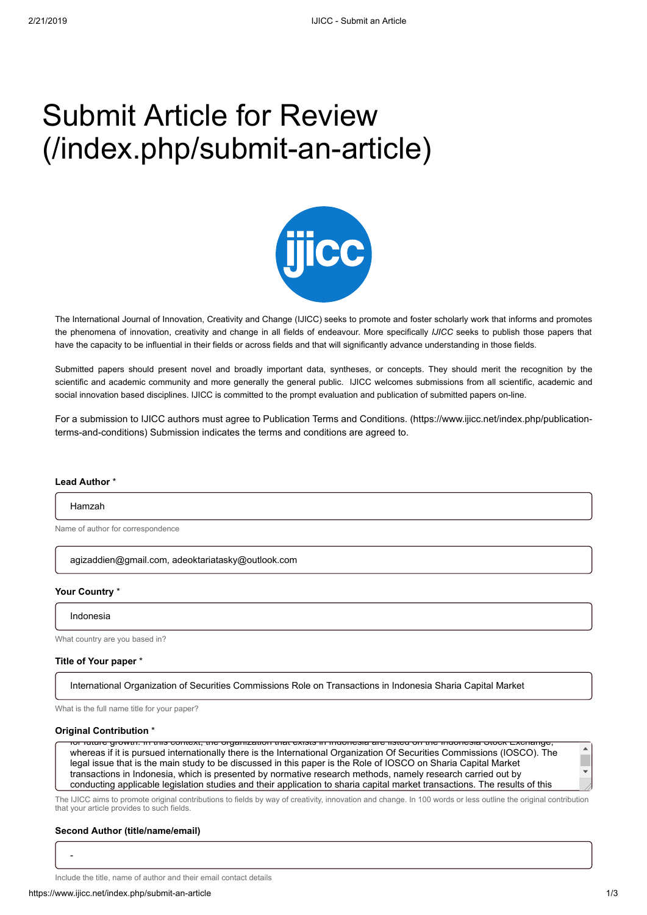# Submit Article for Review (/index.php/submit-an-article)

The International Journal of Innovation, Creativity and Change (IJICC) seeks to promote and foster scholarly work that informs and promotes the phenomena of innovation, creativity and change in all fields of endeavour. More specifically *IJICC* seeks to publish those papers that have the capacity to be influential in their fields or across fields and that will significantly advance understanding in those fields.

Submitted papers should present novel and broadly important data, syntheses, or concepts. They should merit the recognition by the scientific and academic community and more generally the general public. IJICC welcomes submissions from all scientific, academic and social innovation based disciplines. IJICC is committed to the prompt evaluation and publication of submitted papers on-line.

For a submission to IJICC authors must agree to Publication Terms and Conditions. (https://www.ijicc.net/index.php/publication-terms-and-conditions) Submission indicates the terms and conditions are agreed to.

**Lead Author** *

Hamzah

Name of author for correspondence

agizaddien@gmail.com, adeoktariatasky@outlook.com

**Your Country** *

Indonesia

What country are you based in?

**Title of Your paper** *

International Organization of Securities Commissions Role on Transactions in Indonesia Sharia Capital Market

What is the full name title for your paper?

**Original Contribution** *

for future growth. In this context, the organization that exists in Indonesia are listed on the Indonesia Stock Exchange, whereas if it is pursued internationally there is the International Organization Of Securities Commissions (IOSCO). The legal issue that is the main study to be discussed in this paper is the Role of IOSCO on Sharia Capital Market transactions in Indonesia, which is presented by normative research methods, namely research carried out by conducting applicable legislation studies and their application to sharia capital market transactions. The results of this

The IJICC aims to promote original contributions to fields by way of creativity, innovation and change. In 100 words or less outline the original contribution that your article provides to such fields.

**Second Author (title/name/email)**

-

Include the title, name of author and their email contact details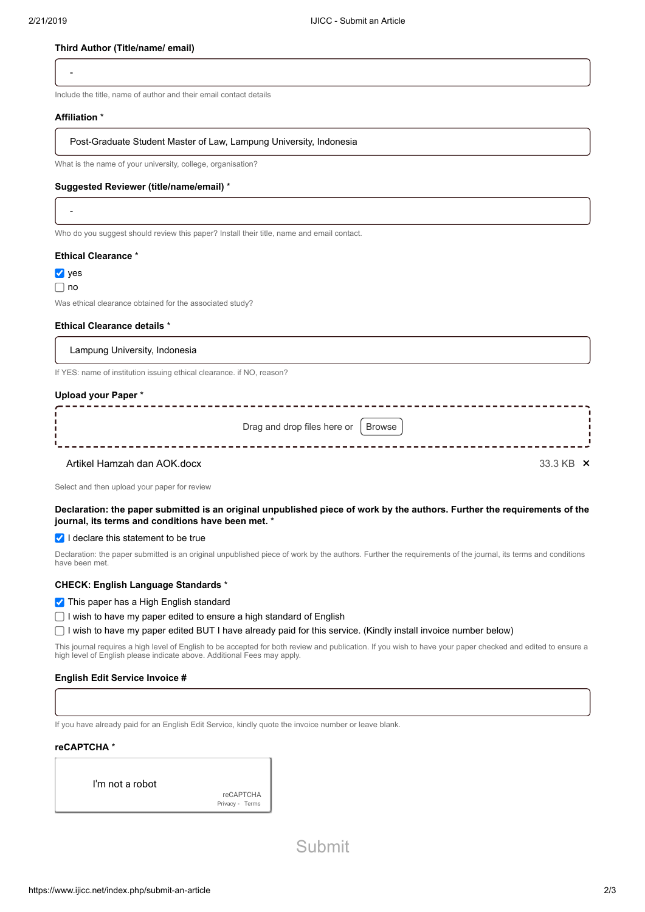**Third Author (Title/name/ email)**

-

Include the title, name of author and their email contact details

**Affiliation** *

Post-Graduate Student Master of Law, Lampung University, Indonesia

What is the name of your university, college, organisation?

**Suggested Reviewer (title/name/email)** *

-

Who do you suggest should review this paper? Install their title, name and email contact.

**Ethical Clearance** *

- [x] yes
- [ ] no

Was ethical clearance obtained for the associated study?

**Ethical Clearance details** *

Lampung University, Indonesia

If YES: name of institution issuing ethical clearance. if NO, reason?

**Upload your Paper** *

Drag and drop files here or Browse

Artikel Hamzah dan AOK.docx 33.3 KB ×

Select and then upload your paper for review

**Declaration: the paper submitted is an original unpublished piece of work by the authors. Further the requirements of the journal, its terms and conditions have been met.** *

- [x] I declare this statement to be true

Declaration: the paper submitted is an original unpublished piece of work by the authors. Further the requirements of the journal, its terms and conditions have been met.

**CHECK: English Language Standards** *

- [x] This paper has a High English standard
- [ ] I wish to have my paper edited to ensure a high standard of English
- [ ] I wish to have my paper edited BUT I have already paid for this service. (Kindly install invoice number below)

This journal requires a high level of English to be accepted for both review and publication. If you wish to have your paper checked and edited to ensure a high level of English please indicate above. Additional Fees may apply.

**English Edit Service Invoice #**

If you have already paid for an English Edit Service, kindly quote the invoice number or leave blank.

**reCAPTCHA** *

I'm not a robot

reCAPTCHA
Privacy - Terms

Submit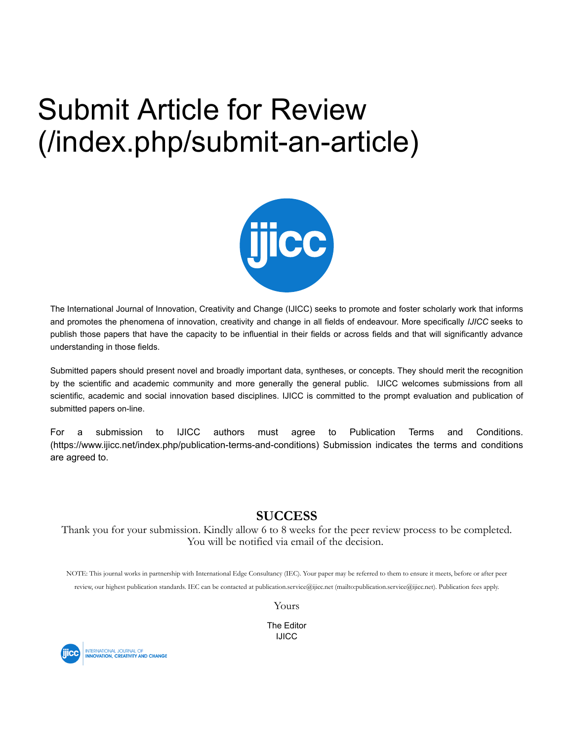# Submit Article for Review (/index.php/submit-an-article)

The International Journal of Innovation, Creativity and Change (IJICC) seeks to promote and foster scholarly work that informs and promotes the phenomena of innovation, creativity and change in all fields of endeavour. More specifically *IJICC* seeks to publish those papers that have the capacity to be influential in their fields or across fields and that will significantly advance understanding in those fields.

Submitted papers should present novel and broadly important data, syntheses, or concepts. They should merit the recognition by the scientific and academic community and more generally the general public. IJICC welcomes submissions from all scientific, academic and social innovation based disciplines. IJICC is committed to the prompt evaluation and publication of submitted papers on-line.

For a submission to IJICC authors must agree to Publication Terms and Conditions. (https://www.ijicc.net/index.php/publication-terms-and-conditions) Submission indicates the terms and conditions are agreed to.

**SUCCESS**

Thank you for your submission. Kindly allow 6 to 8 weeks for the peer review process to be completed. You will be notified via email of the decision.

NOTE: This journal works in partnership with International Edge Consultancy (IEC). Your paper may be referred to them to ensure it meets, before or after peer review, our highest publication standards. IEC can be contacted at publication.service@ijicc.net (mailto:publication.service@ijicc.net). Publication fees apply.

Yours

The Editor
IJICC

INTERNATIONAL JOURNAL OF INNOVATION, CREATIVITY AND CHANGE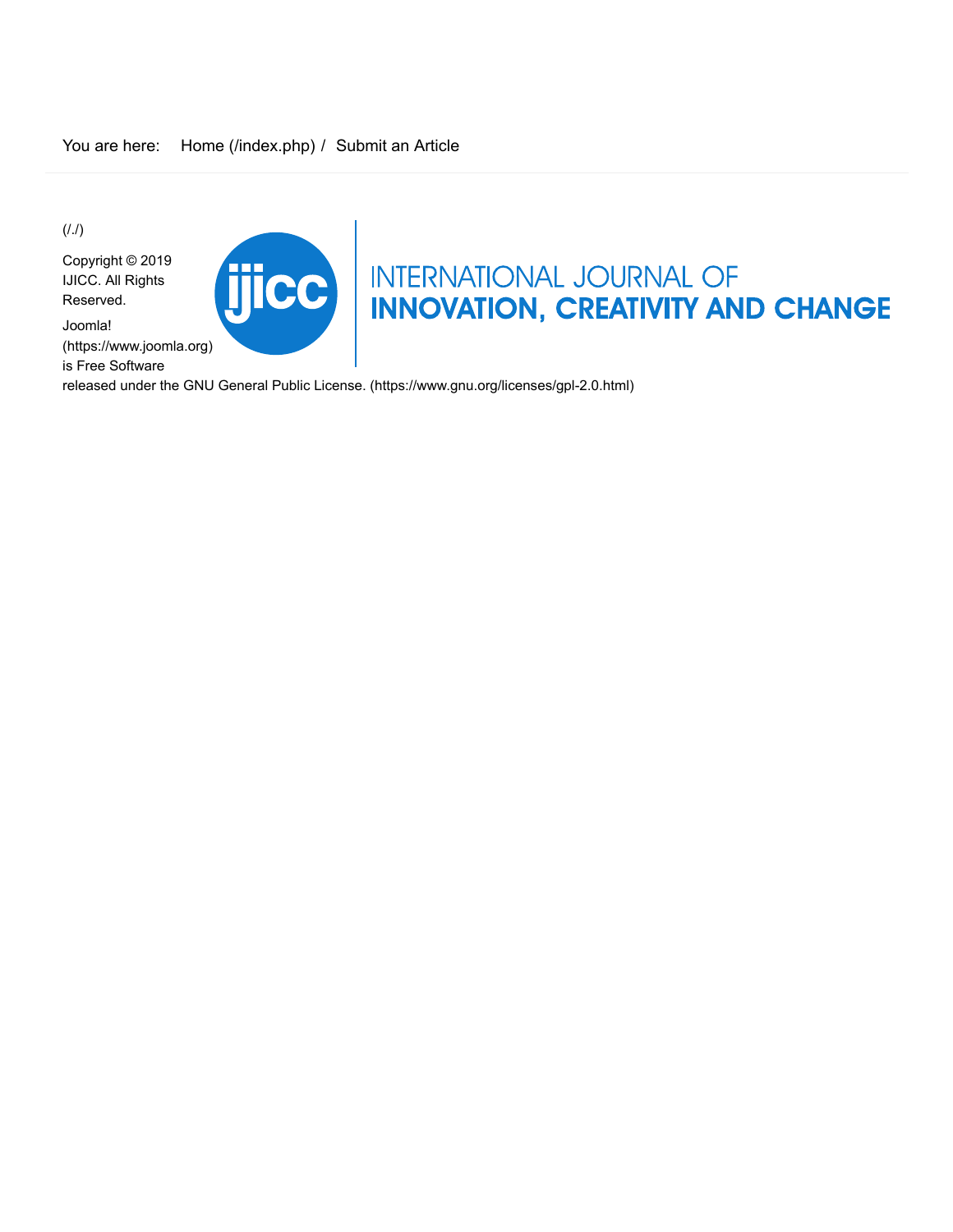You are here: Home (/index.php) / Submit an Article

(/./)

INTERNATIONAL JOURNAL OF
**INNOVATION, CREATIVITY AND CHANGE**

Copyright © 2019 IJICC. All Rights Reserved.

Joomla! (https://www.joomla.org) is Free Software released under the GNU General Public License. (https://www.gnu.org/licenses/gpl-2.0.html)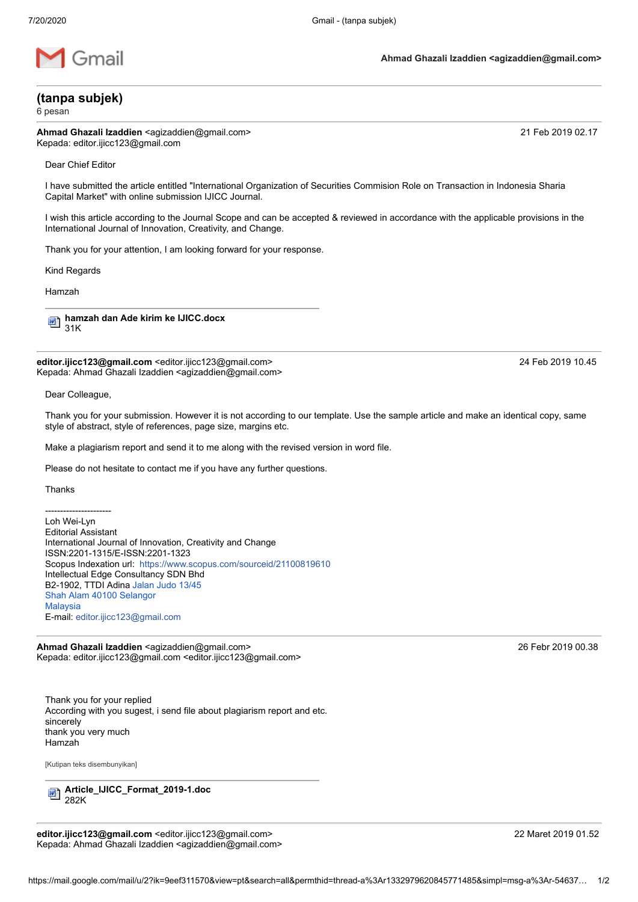**Gmail** — **Ahmad Ghazali Izaddien <agizaddien@gmail.com>**

---

# (tanpa subjek)

6 pesan

---

**Ahmad Ghazali Izaddien** <agizaddien@gmail.com> — 21 Feb 2019 02.17
Kepada: editor.ijicc123@gmail.com

Dear Chief Editor

I have submitted the article entitled "International Organization of Securities Commision Role on Transaction in Indonesia Sharia Capital Market" with online submission IJICC Journal.

I wish this article according to the Journal Scope and can be accepted & reviewed in accordance with the applicable provisions in the International Journal of Innovation, Creativity, and Change.

Thank you for your attention, I am looking forward for your response.

Kind Regards

Hamzah

---

**hamzah dan Ade kirim ke IJICC.docx**
31K

---

**editor.ijicc123@gmail.com** <editor.ijicc123@gmail.com> — 24 Feb 2019 10.45
Kepada: Ahmad Ghazali Izaddien <agizaddien@gmail.com>

Dear Colleague,

Thank you for your submission. However it is not according to our template. Use the sample article and make an identical copy, same style of abstract, style of references, page size, margins etc.

Make a plagiarism report and send it to me along with the revised version in word file.

Please do not hesitate to contact me if you have any further questions.

Thanks

----------------------
Loh Wei-Lyn
Editorial Assistant
International Journal of Innovation, Creativity and Change
ISSN:2201-1315/E-ISSN:2201-1323
Scopus Indexation url: https://www.scopus.com/sourceid/21100819610
Intellectual Edge Consultancy SDN Bhd
B2-1902, TTDI Adina Jalan Judo 13/45
Shah Alam 40100 Selangor
Malaysia
E-mail: editor.ijicc123@gmail.com

---

**Ahmad Ghazali Izaddien** <agizaddien@gmail.com> — 26 Febr 2019 00.38
Kepada: editor.ijicc123@gmail.com <editor.ijicc123@gmail.com>

Thank you for your replied
According with you sugest, i send file about plagiarism report and etc.
sincerely
thank you very much
Hamzah

[Kutipan teks disembunyikan]

---

**Article_IJICC_Format_2019-1.doc**
282K

---

**editor.ijicc123@gmail.com** <editor.ijicc123@gmail.com> — 22 Maret 2019 01.52
Kepada: Ahmad Ghazali Izaddien <agizaddien@gmail.com>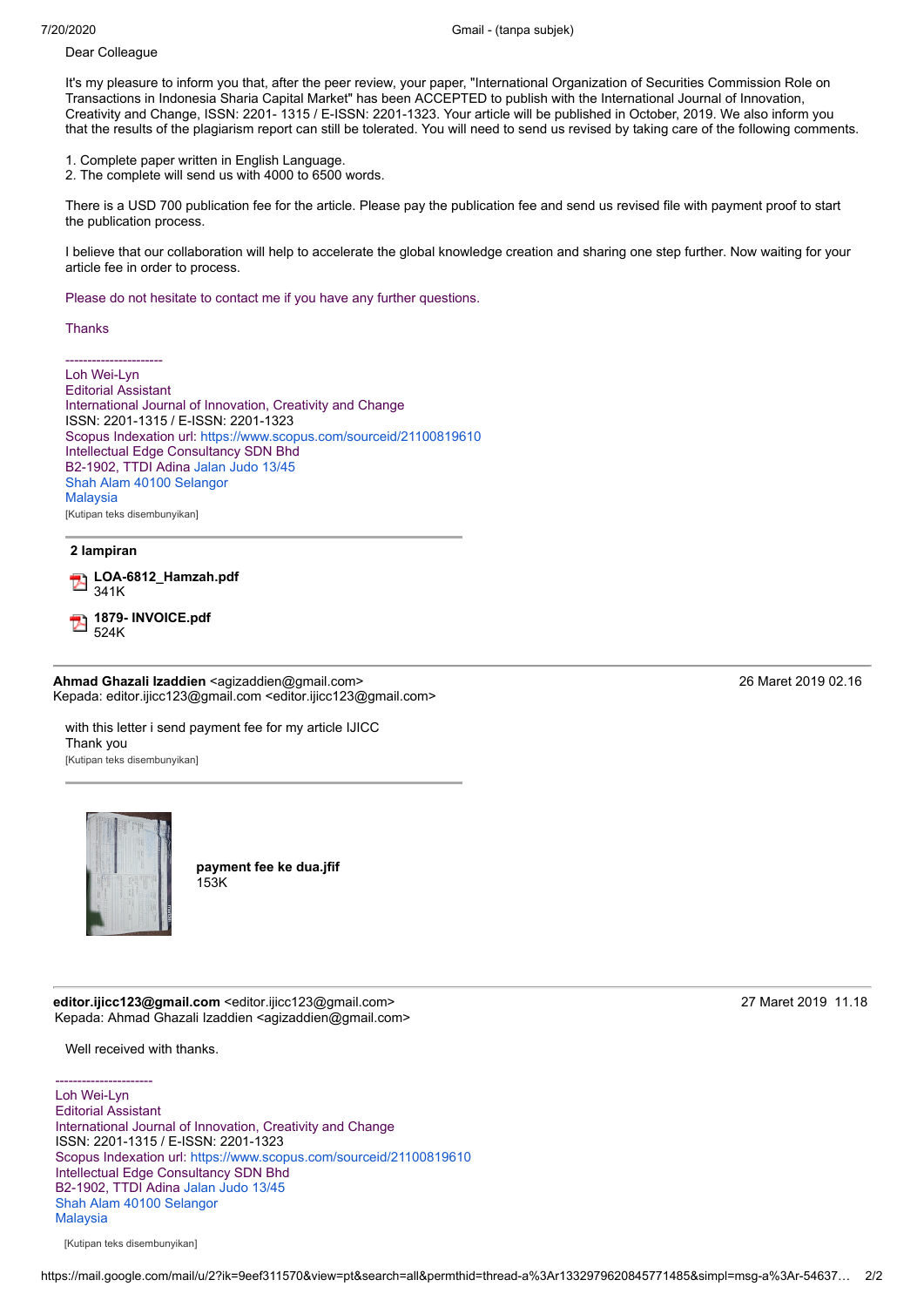Dear Colleague

It's my pleasure to inform you that, after the peer review, your paper, "International Organization of Securities Commission Role on Transactions in Indonesia Sharia Capital Market" has been ACCEPTED to publish with the International Journal of Innovation, Creativity and Change, ISSN: 2201- 1315 / E-ISSN: 2201-1323. Your article will be published in October, 2019. We also inform you that the results of the plagiarism report can still be tolerated. You will need to send us revised by taking care of the following comments.

1. Complete paper written in English Language.
2. The complete will send us with 4000 to 6500 words.

There is a USD 700 publication fee for the article. Please pay the publication fee and send us revised file with payment proof to start the publication process.

I believe that our collaboration will help to accelerate the global knowledge creation and sharing one step further. Now waiting for your article fee in order to process.

Please do not hesitate to contact me if you have any further questions.

Thanks

----------------------
Loh Wei-Lyn
Editorial Assistant
International Journal of Innovation, Creativity and Change
ISSN: 2201-1315 / E-ISSN: 2201-1323
Scopus Indexation url: https://www.scopus.com/sourceid/21100819610
Intellectual Edge Consultancy SDN Bhd
B2-1902, TTDI Adina Jalan Judo 13/45
Shah Alam 40100 Selangor
Malaysia

[Kutipan teks disembunyikan]

**2 lampiran**

**LOA-6812_Hamzah.pdf**
341K

**1879- INVOICE.pdf**
524K

---

**Ahmad Ghazali Izaddien** <agizaddien@gmail.com> 26 Maret 2019 02.16
Kepada: editor.ijicc123@gmail.com <editor.ijicc123@gmail.com>

with this letter i send payment fee for my article IJICC
Thank you

[Kutipan teks disembunyikan]

**payment fee ke dua.jfif**
153K

---

**editor.ijicc123@gmail.com** <editor.ijicc123@gmail.com> 27 Maret 2019 11.18
Kepada: Ahmad Ghazali Izaddien <agizaddien@gmail.com>

Well received with thanks.

----------------------
Loh Wei-Lyn
Editorial Assistant
International Journal of Innovation, Creativity and Change
ISSN: 2201-1315 / E-ISSN: 2201-1323
Scopus Indexation url: https://www.scopus.com/sourceid/21100819610
Intellectual Edge Consultancy SDN Bhd
B2-1902, TTDI Adina Jalan Judo 13/45
Shah Alam 40100 Selangor
Malaysia

[Kutipan teks disembunyikan]